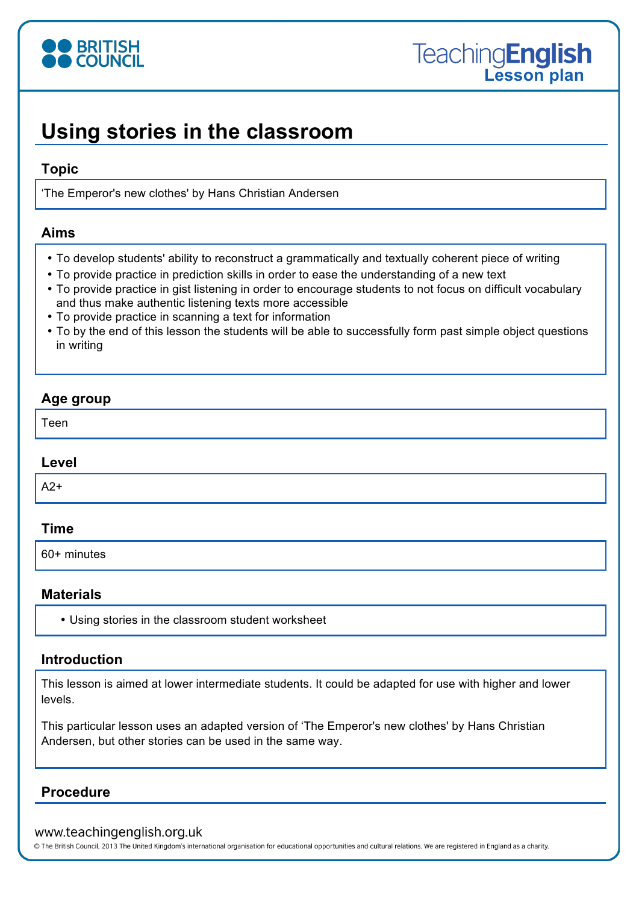# Using stories in the classroom

## Topic

'The Emperor's new clothes' by Hans Christian Andersen

## Aims

- To develop students' ability to reconstruct a grammatically and textually coherent piece of writing
- To provide practice in prediction skills in order to ease the understanding of a new text
- To provide practice in gist listening in order to encourage students to not focus on difficult vocabulary and thus make authentic listening texts more accessible
- To provide practice in scanning a text for information
- To by the end of this lesson the students will be able to successfully form past simple object questions in writing

## Age group

Teen

## Level

A2+

## Time

60+ minutes

## Materials

- Using stories in the classroom student worksheet

## Introduction

This lesson is aimed at lower intermediate students. It could be adapted for use with higher and lower levels.

This particular lesson uses an adapted version of 'The Emperor's new clothes' by Hans Christian Andersen, but other stories can be used in the same way.

## Procedure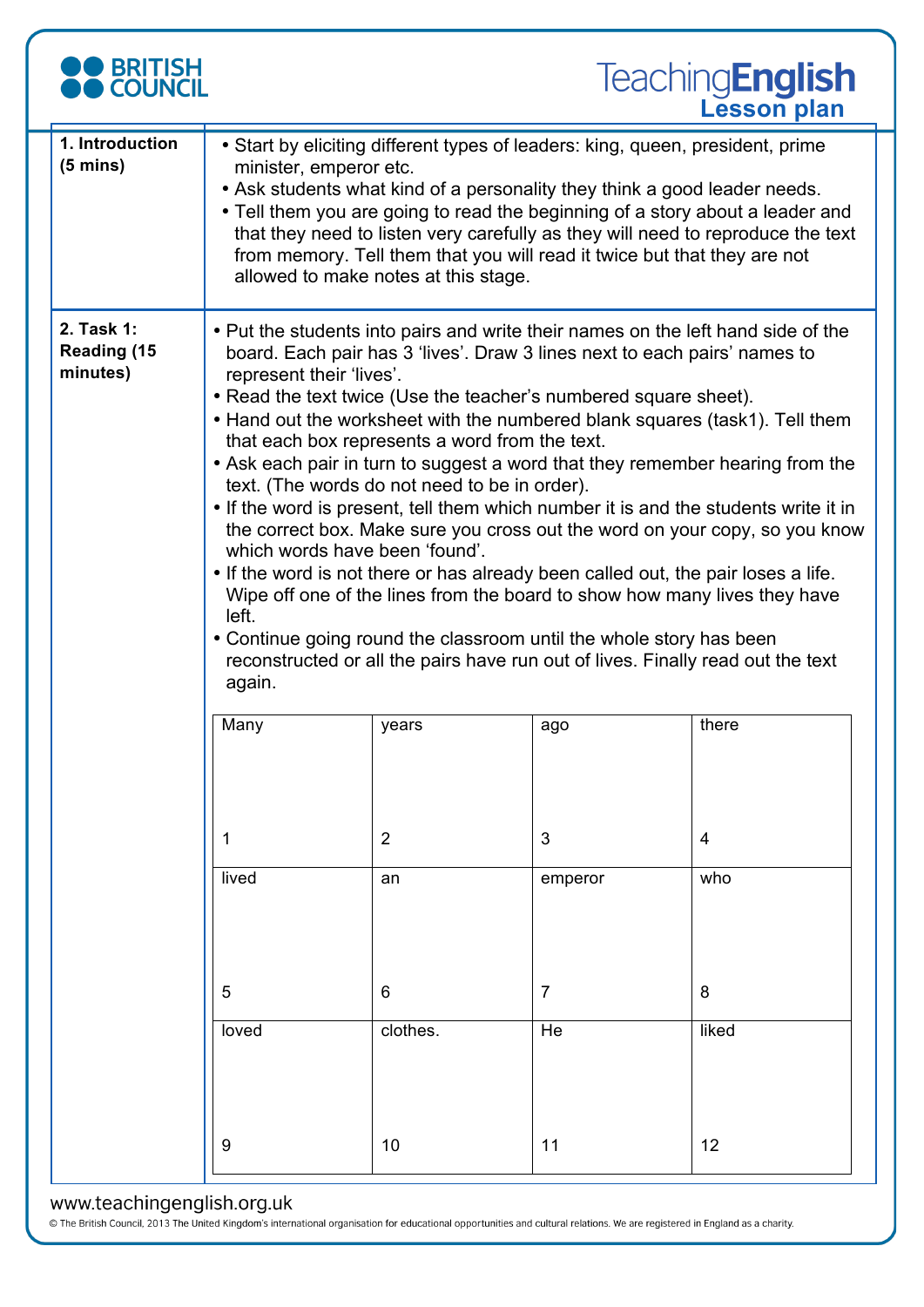| | |
|---|---|
| **1. Introduction (5 mins)** | • Start by eliciting different types of leaders: king, queen, president, prime minister, emperor etc.<br>• Ask students what kind of a personality they think a good leader needs.<br>• Tell them you are going to read the beginning of a story about a leader and that they need to listen very carefully as they will need to reproduce the text from memory. Tell them that you will read it twice but that they are not allowed to make notes at this stage. |
| **2. Task 1: Reading (15 minutes)** | • Put the students into pairs and write their names on the left hand side of the board. Each pair has 3 'lives'. Draw 3 lines next to each pairs' names to represent their 'lives'.<br>• Read the text twice (Use the teacher's numbered square sheet).<br>• Hand out the worksheet with the numbered blank squares (task1). Tell them that each box represents a word from the text.<br>• Ask each pair in turn to suggest a word that they remember hearing from the text. (The words do not need to be in order).<br>• If the word is present, tell them which number it is and the students write it in the correct box. Make sure you cross out the word on your copy, so you know which words have been 'found'.<br>• If the word is not there or has already been called out, the pair loses a life. Wipe off one of the lines from the board to show how many lives they have left.<br>• Continue going round the classroom until the whole story has been reconstructed or all the pairs have run out of lives. Finally read out the text again. |

| | | | |
|---|---|---|---|
| Many<br><br>1 | years<br><br>2 | ago<br><br>3 | there<br><br>4 |
| lived<br><br>5 | an<br><br>6 | emperor<br><br>7 | who<br><br>8 |
| loved<br><br>9 | clothes.<br><br>10 | He<br><br>11 | liked<br><br>12 |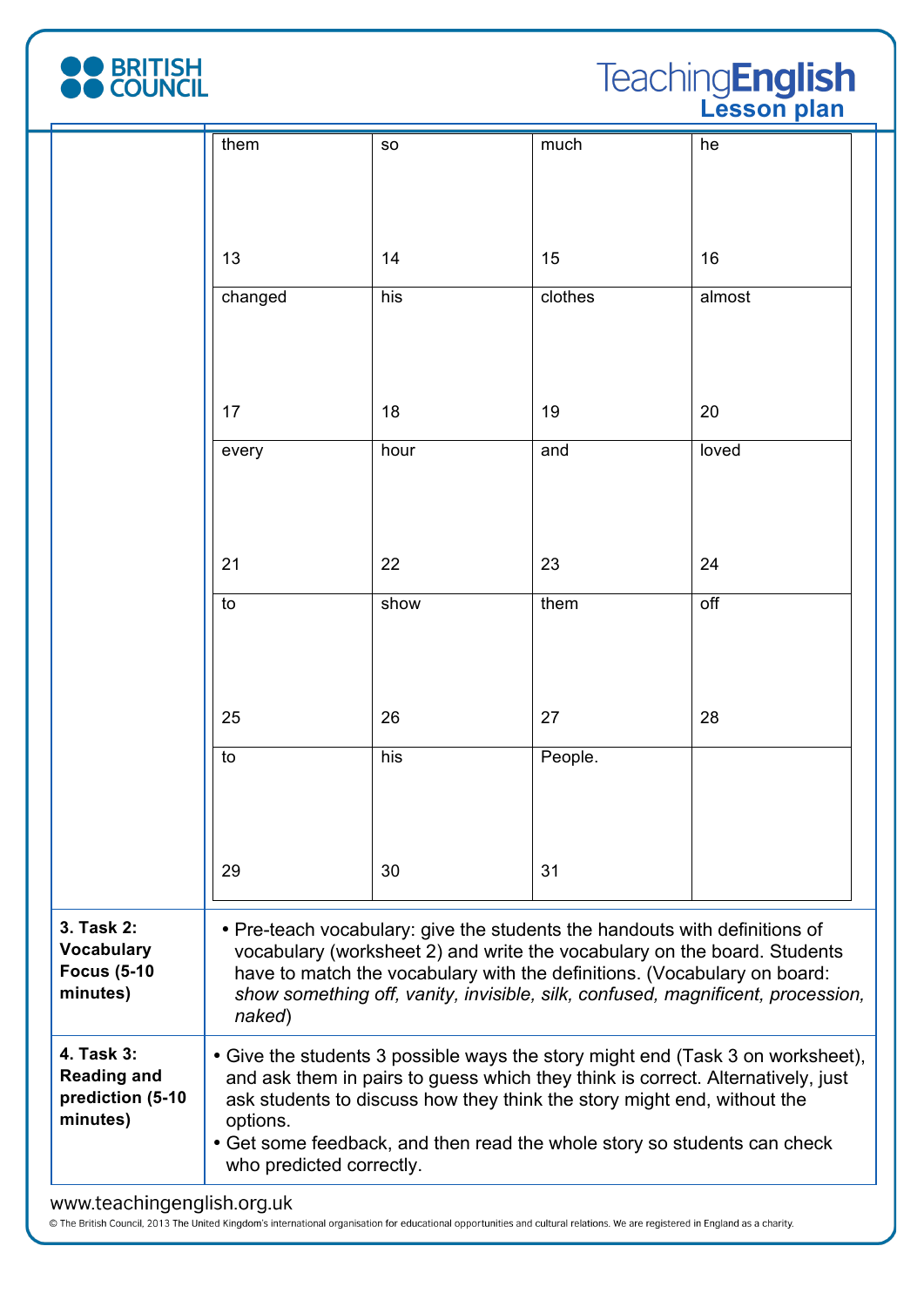| them<br><br>13 | so<br><br>14 | much<br><br>15 | he<br><br>16 |
|---|---|---|---|
| changed<br><br>17 | his<br><br>18 | clothes<br><br>19 | almost<br><br>20 |
| every<br><br>21 | hour<br><br>22 | and<br><br>23 | loved<br><br>24 |
| to<br><br>25 | show<br><br>26 | them<br><br>27 | off<br><br>28 |
| to<br><br>29 | his<br><br>30 | People.<br><br>31 | |

| | |
|---|---|
| **3. Task 2: Vocabulary Focus (5-10 minutes)** | • Pre-teach vocabulary: give the students the handouts with definitions of vocabulary (worksheet 2) and write the vocabulary on the board. Students have to match the vocabulary with the definitions. (Vocabulary on board: *show something off, vanity, invisible, silk, confused, magnificent, procession, naked*) |
| **4. Task 3: Reading and prediction (5-10 minutes)** | • Give the students 3 possible ways the story might end (Task 3 on worksheet), and ask them in pairs to guess which they think is correct. Alternatively, just ask students to discuss how they think the story might end, without the options.<br>• Get some feedback, and then read the whole story so students can check who predicted correctly. |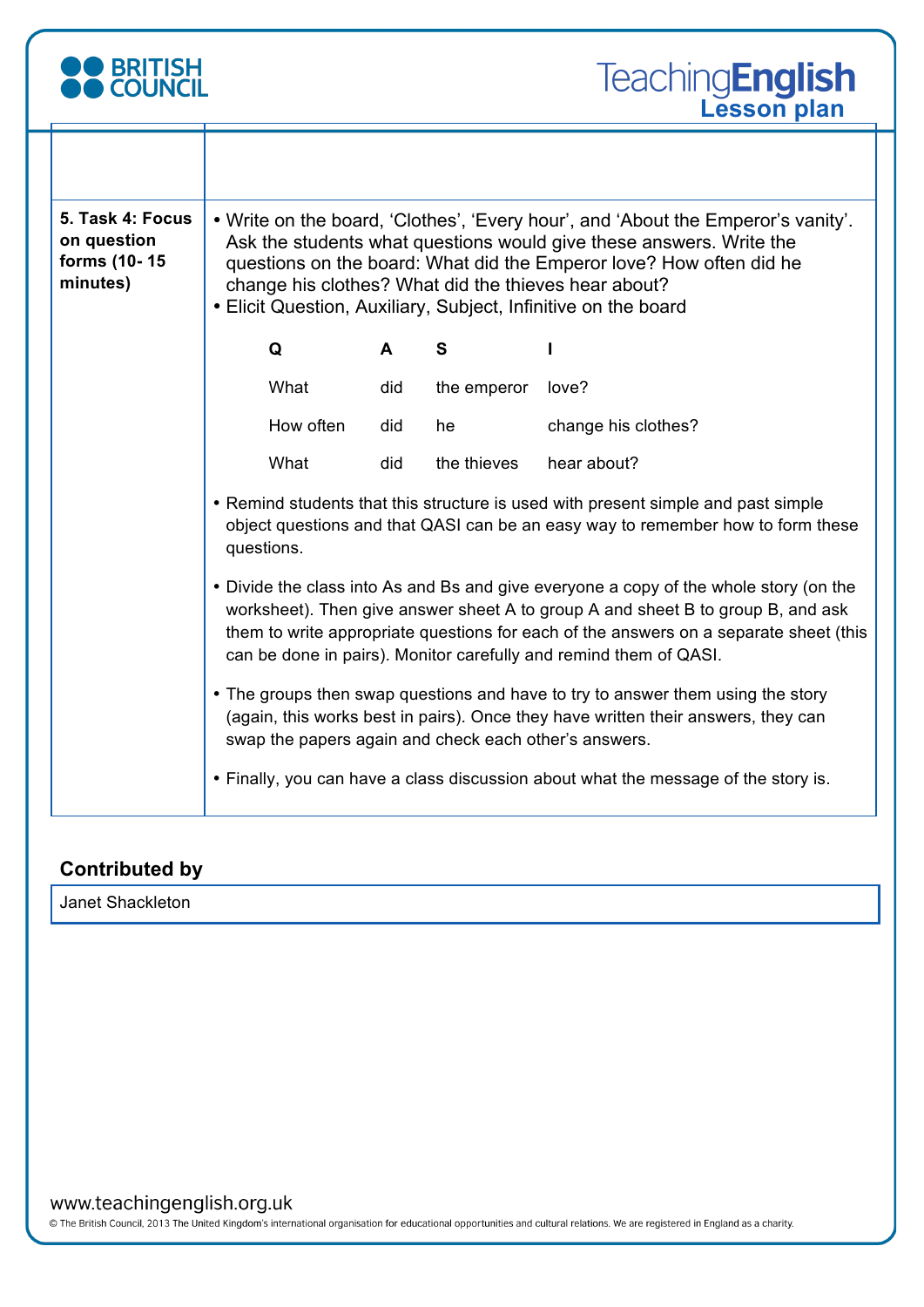| | |
|---|---|
| | |
| **5. Task 4: Focus on question forms (10- 15 minutes)** | • Write on the board, 'Clothes', 'Every hour', and 'About the Emperor's vanity'. Ask the students what questions would give these answers. Write the questions on the board: What did the Emperor love? How often did he change his clothes? What did the thieves hear about?<br>• Elicit Question, Auxiliary, Subject, Infinitive on the board<br><br>**Q** / **A** / **S** / **I**<br>What / did / the emperor / love?<br>How often / did / he / change his clothes?<br>What / did / the thieves / hear about?<br><br>• Remind students that this structure is used with present simple and past simple object questions and that QASI can be an easy way to remember how to form these questions.<br><br>• Divide the class into As and Bs and give everyone a copy of the whole story (on the worksheet). Then give answer sheet A to group A and sheet B to group B, and ask them to write appropriate questions for each of the answers on a separate sheet (this can be done in pairs). Monitor carefully and remind them of QASI.<br><br>• The groups then swap questions and have to try to answer them using the story (again, this works best in pairs). Once they have written their answers, they can swap the papers again and check each other's answers.<br><br>• Finally, you can have a class discussion about what the message of the story is. |

| Q | A | S | I |
|---|---|---|---|
| What | did | the emperor | love? |
| How often | did | he | change his clothes? |
| What | did | the thieves | hear about? |

### Contributed by

Janet Shackleton